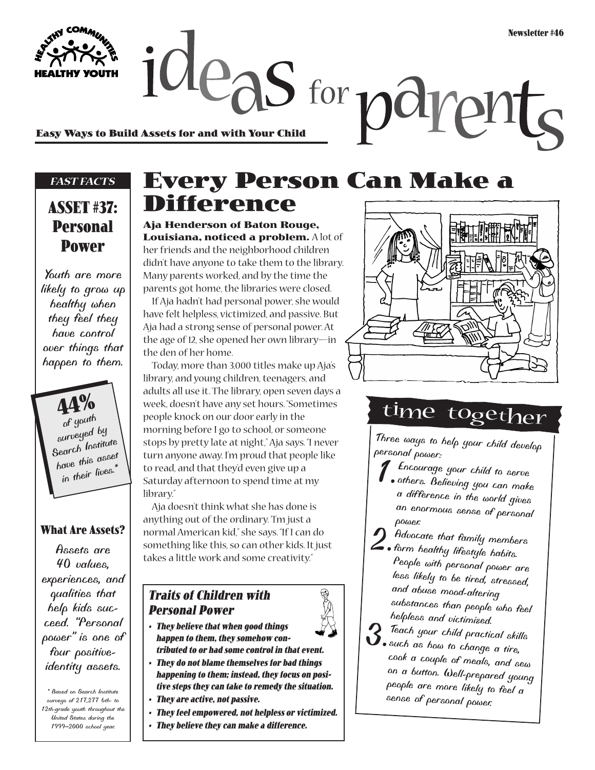HEALTHY COMMUNITIES HEALTHY YOUTH

Newsletter #46

# ideas for parents

**Easy Ways to Build Assets for and with Your Child**

*FAST FACTS*

## ASSET #37: Personal Power

Youth are more likely to grow up healthy when they feel they have control over things that happen to them.

**44%** of youth surveyed by Search Institute have this asset in their lives.*

### What Are Assets?

Assets are 40 values, experiences, and qualities that help kids succeed. "Personal power" is one of four positive-identity assets.

\* Based on Search Institute surveys of 217,277 6th- to 12th-grade youth throughout the United States during the 1999–2000 school year.

# Every Person Can Make a Difference

**Aja Henderson of Baton Rouge, Louisiana, noticed a problem.** A lot of her friends and the neighborhood children didn't have anyone to take them to the library. Many parents worked, and by the time the parents got home, the libraries were closed.

If Aja hadn't had personal power, she would have felt helpless, victimized, and passive. But Aja had a strong sense of personal power. At the age of 12, she opened her own library—in the den of her home.

Today, more than 3,000 titles make up Aja's library, and young children, teenagers, and adults all use it. The library, open seven days a week, doesn't have any set hours. "Sometimes people knock on our door early in the morning before I go to school, or someone stops by pretty late at night," Aja says. "I never turn anyone away. I'm proud that people like to read, and that they'd even give up a Saturday afternoon to spend time at my library."

Aja doesn't think what she has done is anything out of the ordinary. "I'm just a normal American kid," she says. "If I can do something like this, so can other kids. It just takes a little work and some creativity."

### *Traits of Children with Personal Power*

- ***They believe that when good things happen to them, they somehow contributed to or had some control in that event.***
- ***They do not blame themselves for bad things happening to them; instead, they focus on positive steps they can take to remedy the situation.***
- ***They are active, not passive.***
- ***They feel empowered, not helpless or victimized.***
- ***They believe they can make a difference.***

## time together

Three ways to help your child develop personal power:

1. Encourage your child to serve others. Believing you can make a difference in the world gives an enormous sense of personal power.
2. Advocate that family members form healthy lifestyle habits. People with personal power are less likely to be tired, stressed, and abuse mood-altering substances than people who feel helpless and victimized.
3. Teach your child practical skills such as how to change a tire, cook a couple of meals, and sew on a button. Well-prepared young people are more likely to feel a sense of personal power.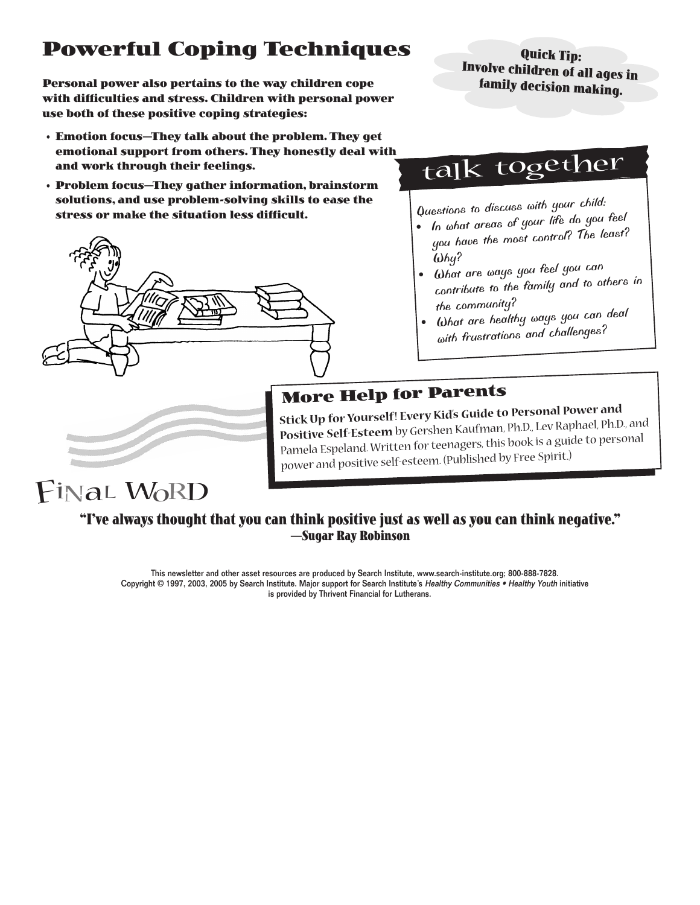## Powerful Coping Techniques

**Personal power also pertains to the way children cope with difficulties and stress. Children with personal power use both of these positive coping strategies:**

- **Emotion focus—They talk about the problem. They get emotional support from others. They honestly deal with and work through their feelings.**
- **Problem focus—They gather information, brainstorm solutions, and use problem-solving skills to ease the stress or make the situation less difficult.**

**Quick Tip:**
**Involve children of all ages in family decision making.**

## talk together

*Questions to discuss with your child:*

- *In what areas of your life do you feel you have the most control? The least? Why?*
- *What are ways you feel you can contribute to the family and to others in the community?*
- *What are healthy ways you can deal with frustrations and challenges?*

### More Help for Parents

**Stick Up for Yourself! Every Kid's Guide to Personal Power and Positive Self-Esteem** by Gershen Kaufman, Ph.D., Lev Raphael, Ph.D., and Pamela Espeland. Written for teenagers, this book is a guide to personal power and positive self-esteem. (Published by Free Spirit.)

## Final Word

**"I've always thought that you can think positive just as well as you can think negative."**
**—Sugar Ray Robinson**

This newsletter and other asset resources are produced by Search Institute, www.search-institute.org; 800-888-7828. Copyright © 1997, 2003, 2005 by Search Institute. Major support for Search Institute's *Healthy Communities • Healthy Youth* initiative is provided by Thrivent Financial for Lutherans.